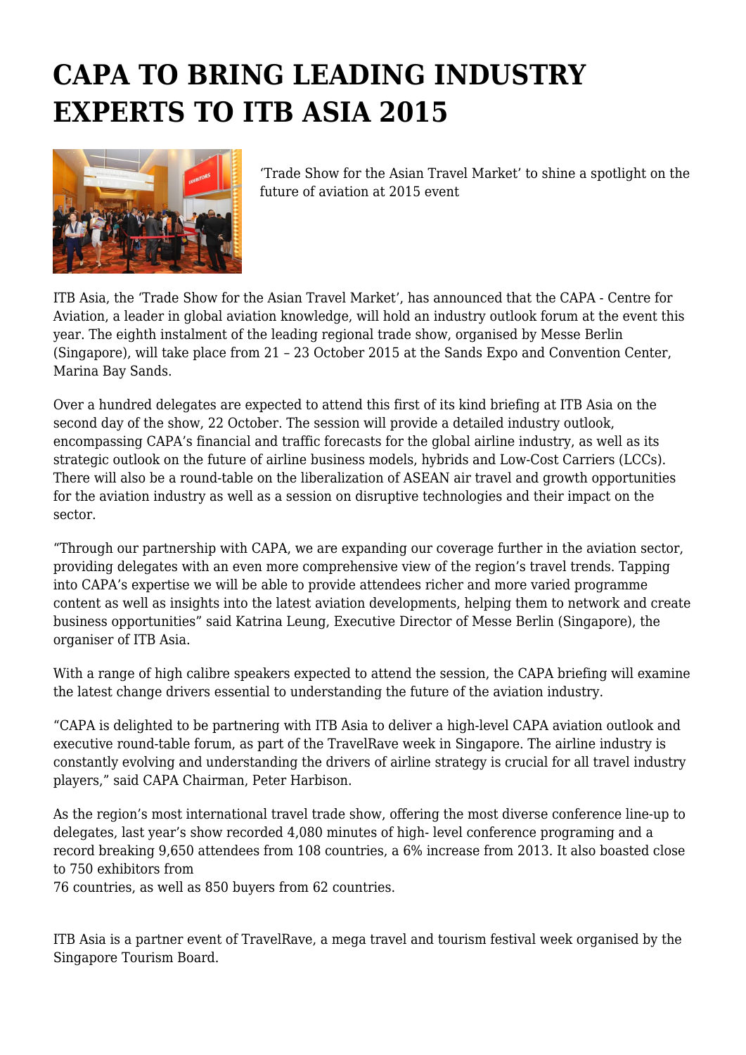# CAPA TO BRING LEADING INDUSTRY EXPERTS TO ITB ASIA 2015

'Trade Show for the Asian Travel Market' to shine a spotlight on the future of aviation at 2015 event

ITB Asia, the 'Trade Show for the Asian Travel Market', has announced that the CAPA - Centre for Aviation, a leader in global aviation knowledge, will hold an industry outlook forum at the event this year. The eighth instalment of the leading regional trade show, organised by Messe Berlin (Singapore), will take place from 21 – 23 October 2015 at the Sands Expo and Convention Center, Marina Bay Sands.

Over a hundred delegates are expected to attend this first of its kind briefing at ITB Asia on the second day of the show, 22 October. The session will provide a detailed industry outlook, encompassing CAPA's financial and traffic forecasts for the global airline industry, as well as its strategic outlook on the future of airline business models, hybrids and Low-Cost Carriers (LCCs). There will also be a round-table on the liberalization of ASEAN air travel and growth opportunities for the aviation industry as well as a session on disruptive technologies and their impact on the sector.

"Through our partnership with CAPA, we are expanding our coverage further in the aviation sector, providing delegates with an even more comprehensive view of the region's travel trends. Tapping into CAPA's expertise we will be able to provide attendees richer and more varied programme content as well as insights into the latest aviation developments, helping them to network and create business opportunities" said Katrina Leung, Executive Director of Messe Berlin (Singapore), the organiser of ITB Asia.

With a range of high calibre speakers expected to attend the session, the CAPA briefing will examine the latest change drivers essential to understanding the future of the aviation industry.

"CAPA is delighted to be partnering with ITB Asia to deliver a high-level CAPA aviation outlook and executive round-table forum, as part of the TravelRave week in Singapore. The airline industry is constantly evolving and understanding the drivers of airline strategy is crucial for all travel industry players," said CAPA Chairman, Peter Harbison.

As the region's most international travel trade show, offering the most diverse conference line-up to delegates, last year's show recorded 4,080 minutes of high- level conference programing and a record breaking 9,650 attendees from 108 countries, a 6% increase from 2013. It also boasted close to 750 exhibitors from
76 countries, as well as 850 buyers from 62 countries.

ITB Asia is a partner event of TravelRave, a mega travel and tourism festival week organised by the Singapore Tourism Board.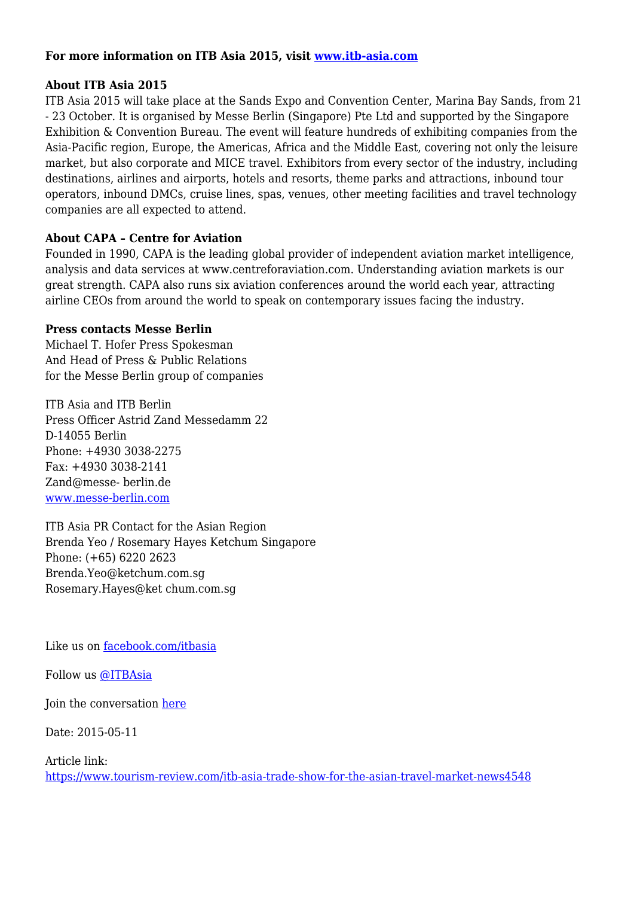**For more information on ITB Asia 2015, visit [www.itb-asia.com](www.itb-asia.com)**

**About ITB Asia 2015**
ITB Asia 2015 will take place at the Sands Expo and Convention Center, Marina Bay Sands, from 21 - 23 October. It is organised by Messe Berlin (Singapore) Pte Ltd and supported by the Singapore Exhibition & Convention Bureau. The event will feature hundreds of exhibiting companies from the Asia-Pacific region, Europe, the Americas, Africa and the Middle East, covering not only the leisure market, but also corporate and MICE travel. Exhibitors from every sector of the industry, including destinations, airlines and airports, hotels and resorts, theme parks and attractions, inbound tour operators, inbound DMCs, cruise lines, spas, venues, other meeting facilities and travel technology companies are all expected to attend.

**About CAPA – Centre for Aviation**
Founded in 1990, CAPA is the leading global provider of independent aviation market intelligence, analysis and data services at www.centreforaviation.com. Understanding aviation markets is our great strength. CAPA also runs six aviation conferences around the world each year, attracting airline CEOs from around the world to speak on contemporary issues facing the industry.

**Press contacts Messe Berlin**
Michael T. Hofer Press Spokesman
And Head of Press & Public Relations
for the Messe Berlin group of companies

ITB Asia and ITB Berlin
Press Officer Astrid Zand Messedamm 22
D-14055 Berlin
Phone: +4930 3038-2275
Fax: +4930 3038-2141
Zand@messe- berlin.de
[www.messe-berlin.com](www.messe-berlin.com)

ITB Asia PR Contact for the Asian Region
Brenda Yeo / Rosemary Hayes Ketchum Singapore
Phone: (+65) 6220 2623
Brenda.Yeo@ketchum.com.sg
Rosemary.Hayes@ket chum.com.sg

Like us on [facebook.com/itbasia](facebook.com/itbasia)

Follow us [@ITBAsia](@ITBAsia)

Join the conversation [here](here)

Date: 2015-05-11

Article link:
[https://www.tourism-review.com/itb-asia-trade-show-for-the-asian-travel-market-news4548](https://www.tourism-review.com/itb-asia-trade-show-for-the-asian-travel-market-news4548)